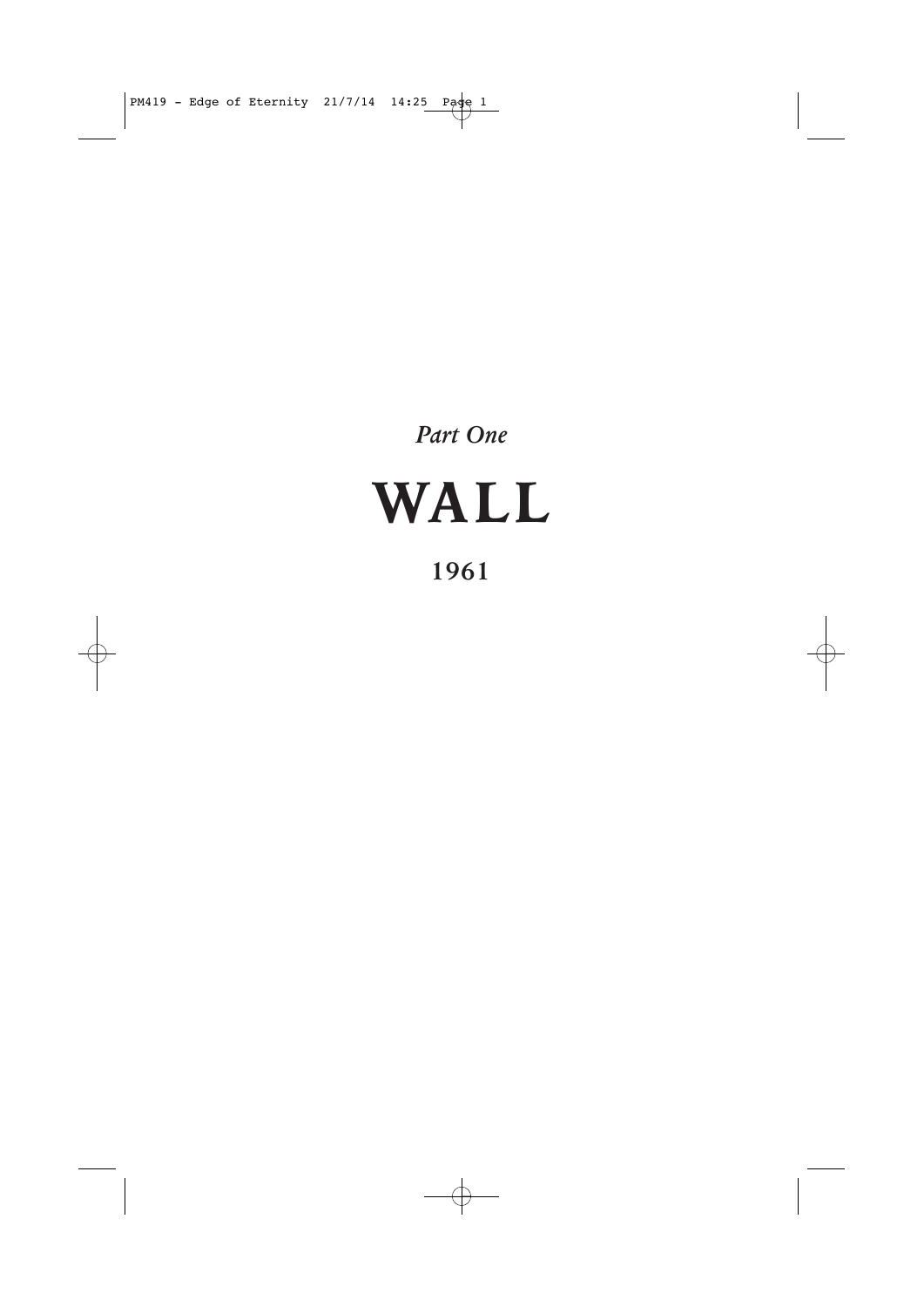*Part One*

# WALL

## 1961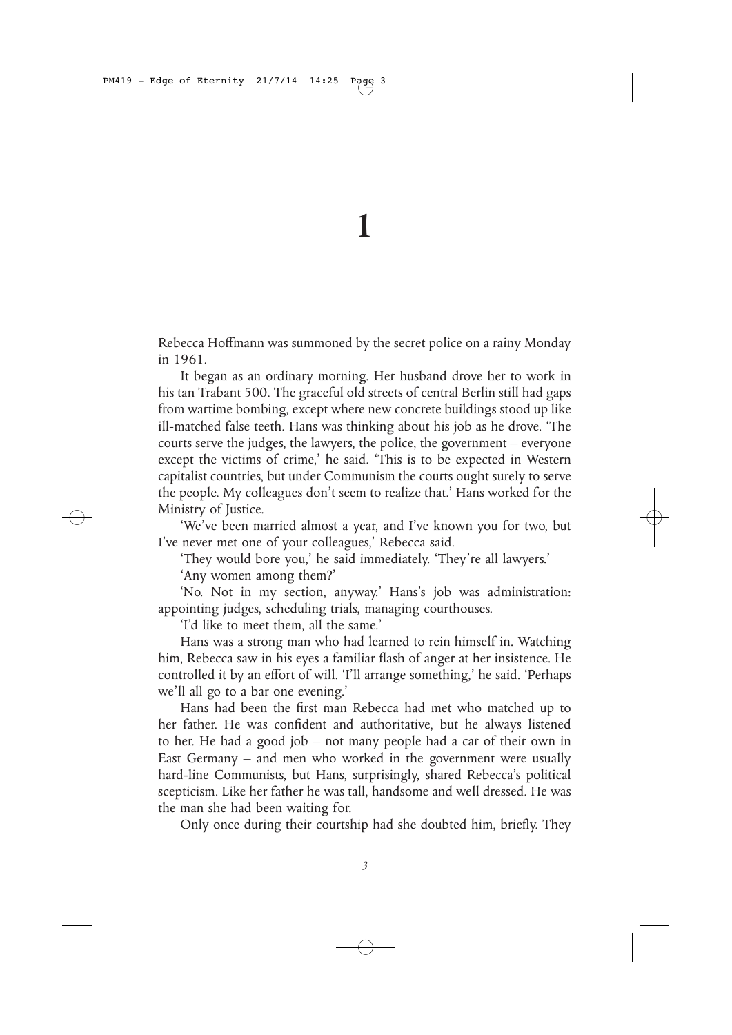# 1

Rebecca Hoffmann was summoned by the secret police on a rainy Monday in 1961.

It began as an ordinary morning. Her husband drove her to work in his tan Trabant 500. The graceful old streets of central Berlin still had gaps from wartime bombing, except where new concrete buildings stood up like ill-matched false teeth. Hans was thinking about his job as he drove. 'The courts serve the judges, the lawyers, the police, the government – everyone except the victims of crime,' he said. 'This is to be expected in Western capitalist countries, but under Communism the courts ought surely to serve the people. My colleagues don't seem to realize that.' Hans worked for the Ministry of Justice.

'We've been married almost a year, and I've known you for two, but I've never met one of your colleagues,' Rebecca said.

'They would bore you,' he said immediately. 'They're all lawyers.'

'Any women among them?'

'No. Not in my section, anyway.' Hans's job was administration: appointing judges, scheduling trials, managing courthouses.

'I'd like to meet them, all the same.'

Hans was a strong man who had learned to rein himself in. Watching him, Rebecca saw in his eyes a familiar flash of anger at her insistence. He controlled it by an effort of will. 'I'll arrange something,' he said. 'Perhaps we'll all go to a bar one evening.'

Hans had been the first man Rebecca had met who matched up to her father. He was confident and authoritative, but he always listened to her. He had a good job – not many people had a car of their own in East Germany – and men who worked in the government were usually hard-line Communists, but Hans, surprisingly, shared Rebecca's political scepticism. Like her father he was tall, handsome and well dressed. He was the man she had been waiting for.

Only once during their courtship had she doubted him, briefly. They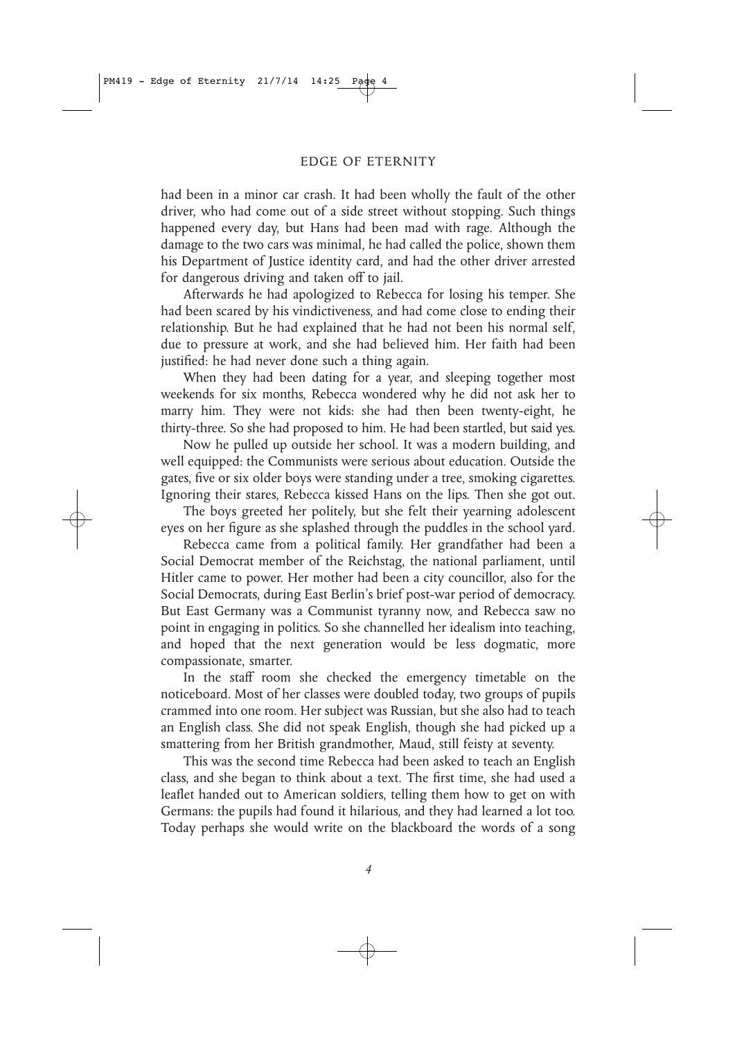had been in a minor car crash. It had been wholly the fault of the other driver, who had come out of a side street without stopping. Such things happened every day, but Hans had been mad with rage. Although the damage to the two cars was minimal, he had called the police, shown them his Department of Justice identity card, and had the other driver arrested for dangerous driving and taken off to jail.

Afterwards he had apologized to Rebecca for losing his temper. She had been scared by his vindictiveness, and had come close to ending their relationship. But he had explained that he had not been his normal self, due to pressure at work, and she had believed him. Her faith had been justified: he had never done such a thing again.

When they had been dating for a year, and sleeping together most weekends for six months, Rebecca wondered why he did not ask her to marry him. They were not kids: she had then been twenty-eight, he thirty-three. So she had proposed to him. He had been startled, but said yes.

Now he pulled up outside her school. It was a modern building, and well equipped: the Communists were serious about education. Outside the gates, five or six older boys were standing under a tree, smoking cigarettes. Ignoring their stares, Rebecca kissed Hans on the lips. Then she got out.

The boys greeted her politely, but she felt their yearning adolescent eyes on her figure as she splashed through the puddles in the school yard.

Rebecca came from a political family. Her grandfather had been a Social Democrat member of the Reichstag, the national parliament, until Hitler came to power. Her mother had been a city councillor, also for the Social Democrats, during East Berlin's brief post-war period of democracy. But East Germany was a Communist tyranny now, and Rebecca saw no point in engaging in politics. So she channelled her idealism into teaching, and hoped that the next generation would be less dogmatic, more compassionate, smarter.

In the staff room she checked the emergency timetable on the noticeboard. Most of her classes were doubled today, two groups of pupils crammed into one room. Her subject was Russian, but she also had to teach an English class. She did not speak English, though she had picked up a smattering from her British grandmother, Maud, still feisty at seventy.

This was the second time Rebecca had been asked to teach an English class, and she began to think about a text. The first time, she had used a leaflet handed out to American soldiers, telling them how to get on with Germans: the pupils had found it hilarious, and they had learned a lot too. Today perhaps she would write on the blackboard the words of a song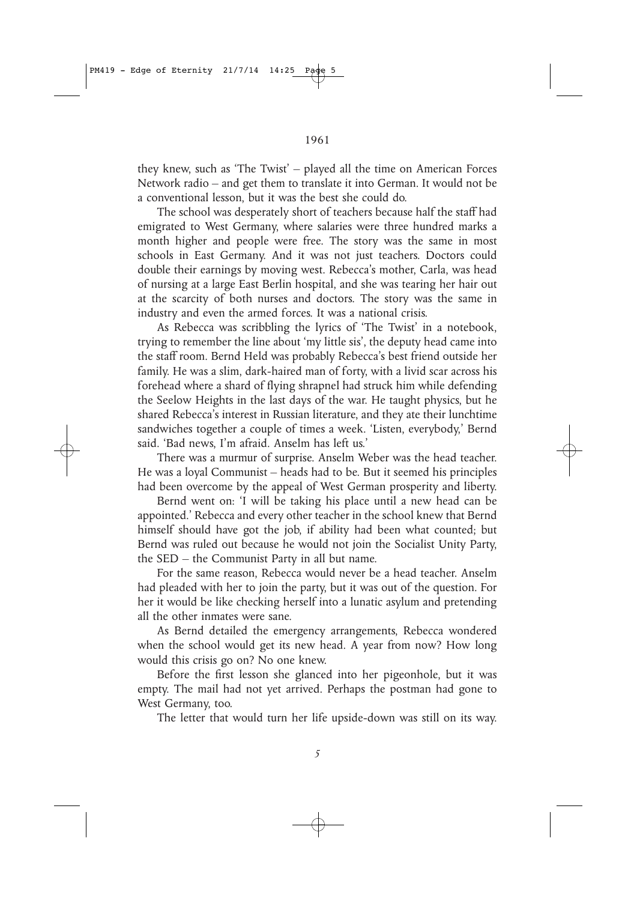they knew, such as 'The Twist' – played all the time on American Forces Network radio – and get them to translate it into German. It would not be a conventional lesson, but it was the best she could do.

The school was desperately short of teachers because half the staff had emigrated to West Germany, where salaries were three hundred marks a month higher and people were free. The story was the same in most schools in East Germany. And it was not just teachers. Doctors could double their earnings by moving west. Rebecca's mother, Carla, was head of nursing at a large East Berlin hospital, and she was tearing her hair out at the scarcity of both nurses and doctors. The story was the same in industry and even the armed forces. It was a national crisis.

As Rebecca was scribbling the lyrics of 'The Twist' in a notebook, trying to remember the line about 'my little sis', the deputy head came into the staff room. Bernd Held was probably Rebecca's best friend outside her family. He was a slim, dark-haired man of forty, with a livid scar across his forehead where a shard of flying shrapnel had struck him while defending the Seelow Heights in the last days of the war. He taught physics, but he shared Rebecca's interest in Russian literature, and they ate their lunchtime sandwiches together a couple of times a week. 'Listen, everybody,' Bernd said. 'Bad news, I'm afraid. Anselm has left us.'

There was a murmur of surprise. Anselm Weber was the head teacher. He was a loyal Communist – heads had to be. But it seemed his principles had been overcome by the appeal of West German prosperity and liberty.

Bernd went on: 'I will be taking his place until a new head can be appointed.' Rebecca and every other teacher in the school knew that Bernd himself should have got the job, if ability had been what counted; but Bernd was ruled out because he would not join the Socialist Unity Party, the SED – the Communist Party in all but name.

For the same reason, Rebecca would never be a head teacher. Anselm had pleaded with her to join the party, but it was out of the question. For her it would be like checking herself into a lunatic asylum and pretending all the other inmates were sane.

As Bernd detailed the emergency arrangements, Rebecca wondered when the school would get its new head. A year from now? How long would this crisis go on? No one knew.

Before the first lesson she glanced into her pigeonhole, but it was empty. The mail had not yet arrived. Perhaps the postman had gone to West Germany, too.

The letter that would turn her life upside-down was still on its way.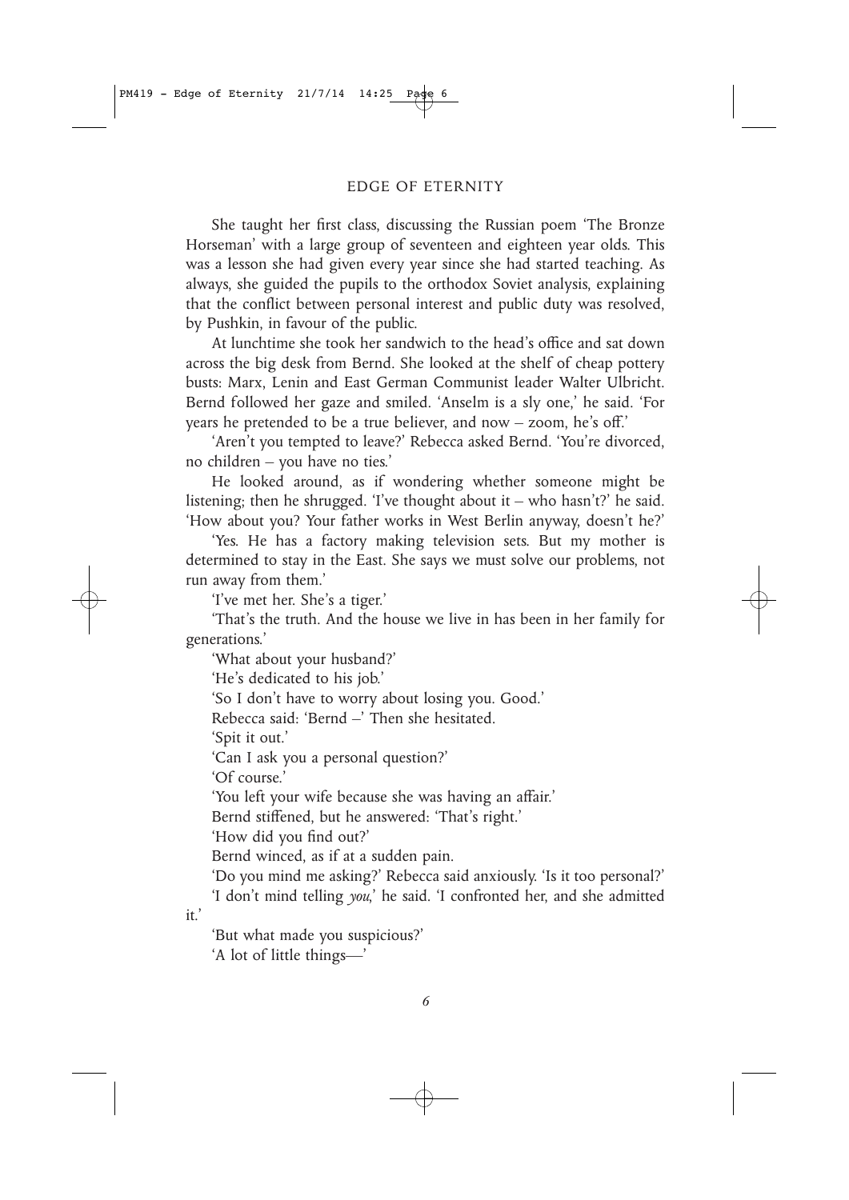She taught her first class, discussing the Russian poem 'The Bronze Horseman' with a large group of seventeen and eighteen year olds. This was a lesson she had given every year since she had started teaching. As always, she guided the pupils to the orthodox Soviet analysis, explaining that the conflict between personal interest and public duty was resolved, by Pushkin, in favour of the public.

At lunchtime she took her sandwich to the head's office and sat down across the big desk from Bernd. She looked at the shelf of cheap pottery busts: Marx, Lenin and East German Communist leader Walter Ulbricht. Bernd followed her gaze and smiled. 'Anselm is a sly one,' he said. 'For years he pretended to be a true believer, and now – zoom, he's off.'

'Aren't you tempted to leave?' Rebecca asked Bernd. 'You're divorced, no children – you have no ties.'

He looked around, as if wondering whether someone might be listening; then he shrugged. 'I've thought about it – who hasn't?' he said. 'How about you? Your father works in West Berlin anyway, doesn't he?'

'Yes. He has a factory making television sets. But my mother is determined to stay in the East. She says we must solve our problems, not run away from them.'

'I've met her. She's a tiger.'

'That's the truth. And the house we live in has been in her family for generations.'

'What about your husband?'

'He's dedicated to his job.'

'So I don't have to worry about losing you. Good.'

Rebecca said: 'Bernd –' Then she hesitated.

'Spit it out.'

'Can I ask you a personal question?'

'Of course.'

'You left your wife because she was having an affair.'

Bernd stiffened, but he answered: 'That's right.'

'How did you find out?'

Bernd winced, as if at a sudden pain.

'Do you mind me asking?' Rebecca said anxiously. 'Is it too personal?'

'I don't mind telling *you*,' he said. 'I confronted her, and she admitted it.'

'But what made you suspicious?'

'A lot of little things—'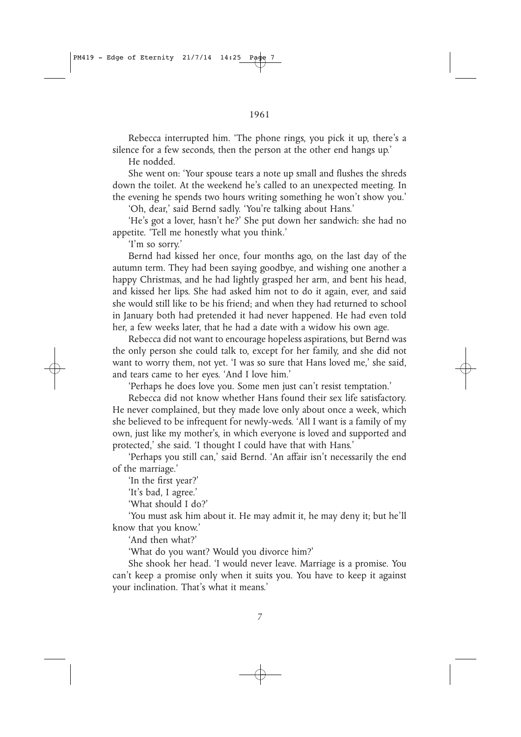Rebecca interrupted him. 'The phone rings, you pick it up, there's a silence for a few seconds, then the person at the other end hangs up.'

He nodded.

She went on: 'Your spouse tears a note up small and flushes the shreds down the toilet. At the weekend he's called to an unexpected meeting. In the evening he spends two hours writing something he won't show you.'

'Oh, dear,' said Bernd sadly. 'You're talking about Hans.'

'He's got a lover, hasn't he?' She put down her sandwich: she had no appetite. 'Tell me honestly what you think.'

'I'm so sorry.'

Bernd had kissed her once, four months ago, on the last day of the autumn term. They had been saying goodbye, and wishing one another a happy Christmas, and he had lightly grasped her arm, and bent his head, and kissed her lips. She had asked him not to do it again, ever, and said she would still like to be his friend; and when they had returned to school in January both had pretended it had never happened. He had even told her, a few weeks later, that he had a date with a widow his own age.

Rebecca did not want to encourage hopeless aspirations, but Bernd was the only person she could talk to, except for her family, and she did not want to worry them, not yet. 'I was so sure that Hans loved me,' she said, and tears came to her eyes. 'And I love him.'

'Perhaps he does love you. Some men just can't resist temptation.'

Rebecca did not know whether Hans found their sex life satisfactory. He never complained, but they made love only about once a week, which she believed to be infrequent for newly-weds. 'All I want is a family of my own, just like my mother's, in which everyone is loved and supported and protected,' she said. 'I thought I could have that with Hans.'

'Perhaps you still can,' said Bernd. 'An affair isn't necessarily the end of the marriage.'

'In the first year?'

'It's bad, I agree.'

'What should I do?'

'You must ask him about it. He may admit it, he may deny it; but he'll know that you know.'

'And then what?'

'What do you want? Would you divorce him?'

She shook her head. 'I would never leave. Marriage is a promise. You can't keep a promise only when it suits you. You have to keep it against your inclination. That's what it means.'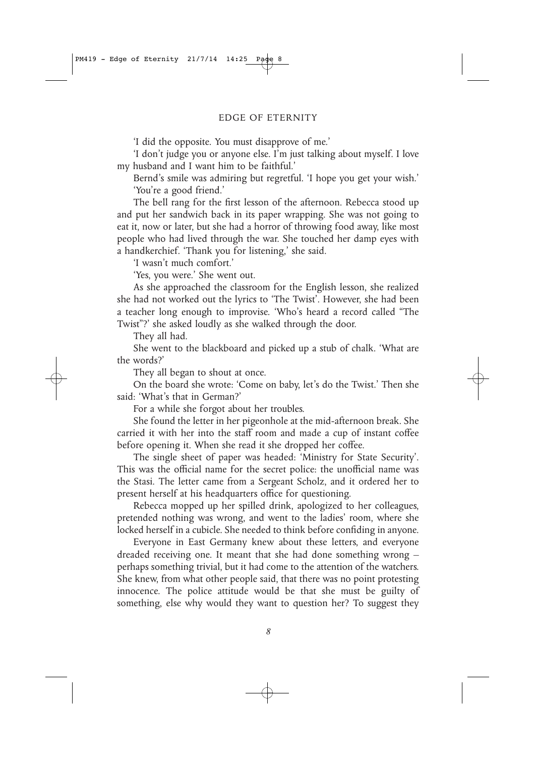'I did the opposite. You must disapprove of me.'

'I don't judge you or anyone else. I'm just talking about myself. I love my husband and I want him to be faithful.'

Bernd's smile was admiring but regretful. 'I hope you get your wish.'

'You're a good friend.'

The bell rang for the first lesson of the afternoon. Rebecca stood up and put her sandwich back in its paper wrapping. She was not going to eat it, now or later, but she had a horror of throwing food away, like most people who had lived through the war. She touched her damp eyes with a handkerchief. 'Thank you for listening,' she said.

'I wasn't much comfort.'

'Yes, you were.' She went out.

As she approached the classroom for the English lesson, she realized she had not worked out the lyrics to 'The Twist'. However, she had been a teacher long enough to improvise. 'Who's heard a record called "The Twist"?' she asked loudly as she walked through the door.

They all had.

She went to the blackboard and picked up a stub of chalk. 'What are the words?'

They all began to shout at once.

On the board she wrote: 'Come on baby, let's do the Twist.' Then she said: 'What's that in German?'

For a while she forgot about her troubles.

She found the letter in her pigeonhole at the mid-afternoon break. She carried it with her into the staff room and made a cup of instant coffee before opening it. When she read it she dropped her coffee.

The single sheet of paper was headed: 'Ministry for State Security'. This was the official name for the secret police: the unofficial name was the Stasi. The letter came from a Sergeant Scholz, and it ordered her to present herself at his headquarters office for questioning.

Rebecca mopped up her spilled drink, apologized to her colleagues, pretended nothing was wrong, and went to the ladies' room, where she locked herself in a cubicle. She needed to think before confiding in anyone.

Everyone in East Germany knew about these letters, and everyone dreaded receiving one. It meant that she had done something wrong – perhaps something trivial, but it had come to the attention of the watchers. She knew, from what other people said, that there was no point protesting innocence. The police attitude would be that she must be guilty of something, else why would they want to question her? To suggest they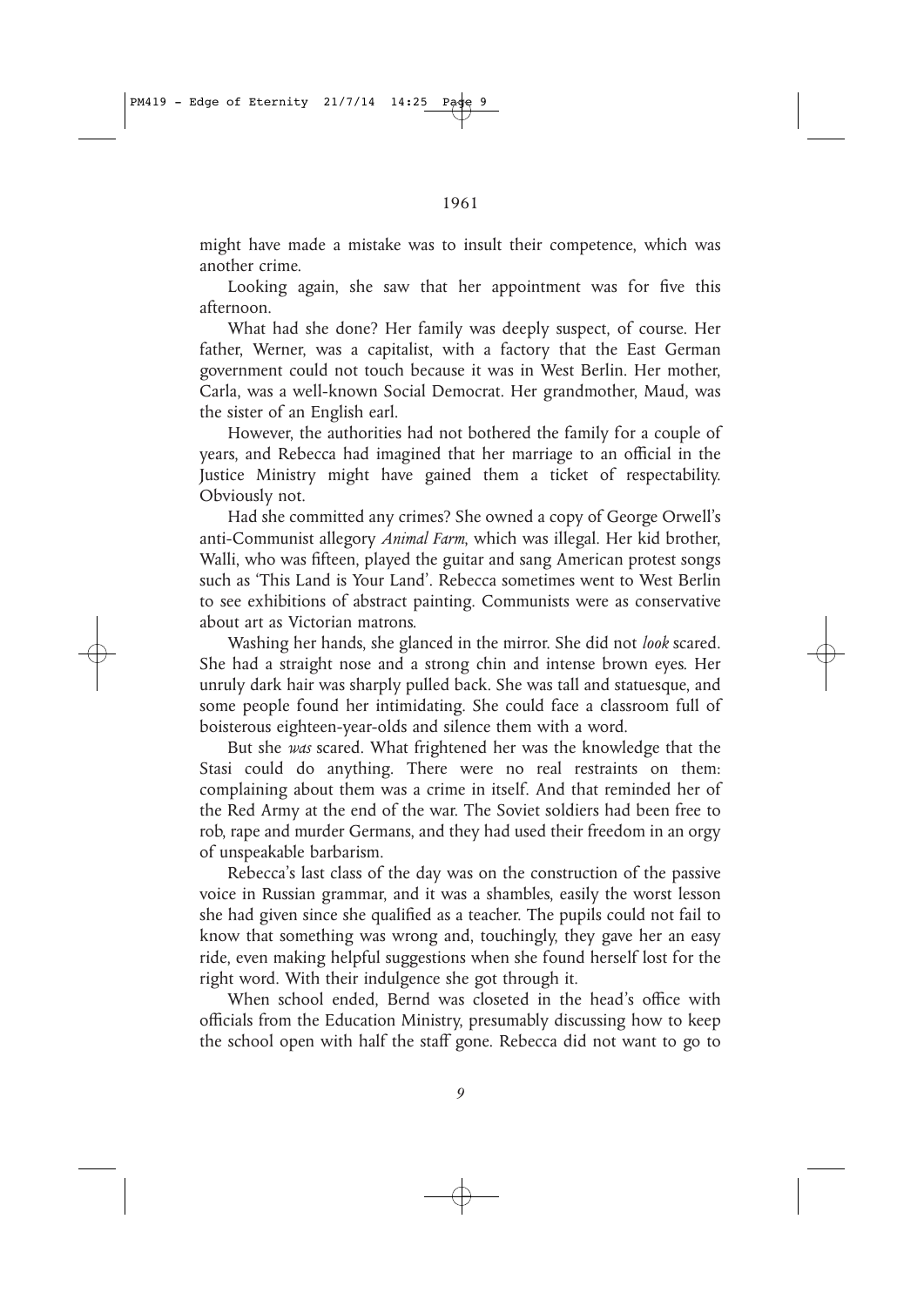might have made a mistake was to insult their competence, which was another crime.

Looking again, she saw that her appointment was for five this afternoon.

What had she done? Her family was deeply suspect, of course. Her father, Werner, was a capitalist, with a factory that the East German government could not touch because it was in West Berlin. Her mother, Carla, was a well-known Social Democrat. Her grandmother, Maud, was the sister of an English earl.

However, the authorities had not bothered the family for a couple of years, and Rebecca had imagined that her marriage to an official in the Justice Ministry might have gained them a ticket of respectability. Obviously not.

Had she committed any crimes? She owned a copy of George Orwell's anti-Communist allegory *Animal Farm*, which was illegal. Her kid brother, Walli, who was fifteen, played the guitar and sang American protest songs such as 'This Land is Your Land'. Rebecca sometimes went to West Berlin to see exhibitions of abstract painting. Communists were as conservative about art as Victorian matrons.

Washing her hands, she glanced in the mirror. She did not *look* scared. She had a straight nose and a strong chin and intense brown eyes. Her unruly dark hair was sharply pulled back. She was tall and statuesque, and some people found her intimidating. She could face a classroom full of boisterous eighteen-year-olds and silence them with a word.

But she *was* scared. What frightened her was the knowledge that the Stasi could do anything. There were no real restraints on them: complaining about them was a crime in itself. And that reminded her of the Red Army at the end of the war. The Soviet soldiers had been free to rob, rape and murder Germans, and they had used their freedom in an orgy of unspeakable barbarism.

Rebecca's last class of the day was on the construction of the passive voice in Russian grammar, and it was a shambles, easily the worst lesson she had given since she qualified as a teacher. The pupils could not fail to know that something was wrong and, touchingly, they gave her an easy ride, even making helpful suggestions when she found herself lost for the right word. With their indulgence she got through it.

When school ended, Bernd was closeted in the head's office with officials from the Education Ministry, presumably discussing how to keep the school open with half the staff gone. Rebecca did not want to go to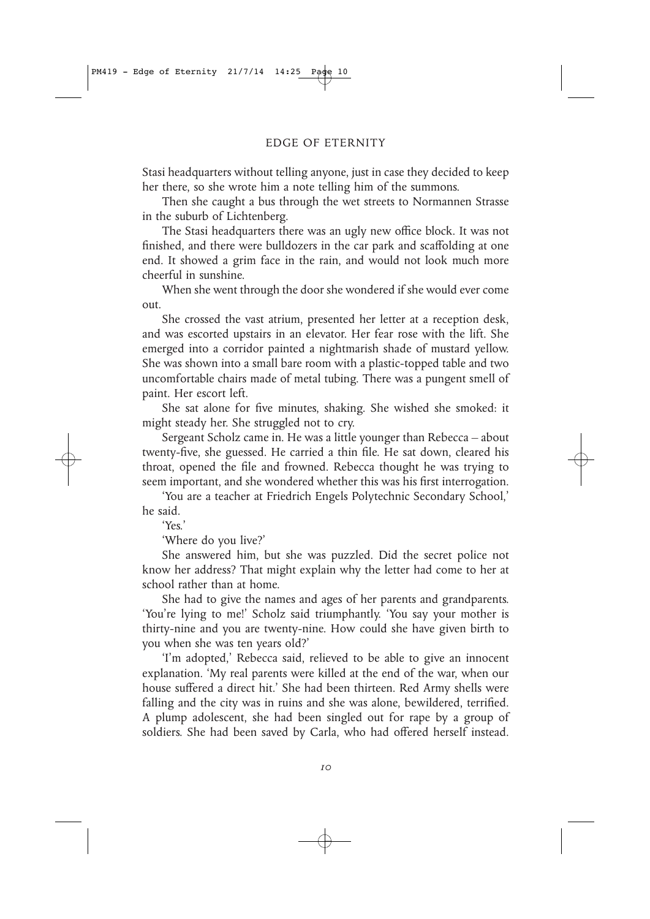Stasi headquarters without telling anyone, just in case they decided to keep her there, so she wrote him a note telling him of the summons.

Then she caught a bus through the wet streets to Normannen Strasse in the suburb of Lichtenberg.

The Stasi headquarters there was an ugly new office block. It was not finished, and there were bulldozers in the car park and scaffolding at one end. It showed a grim face in the rain, and would not look much more cheerful in sunshine.

When she went through the door she wondered if she would ever come out.

She crossed the vast atrium, presented her letter at a reception desk, and was escorted upstairs in an elevator. Her fear rose with the lift. She emerged into a corridor painted a nightmarish shade of mustard yellow. She was shown into a small bare room with a plastic-topped table and two uncomfortable chairs made of metal tubing. There was a pungent smell of paint. Her escort left.

She sat alone for five minutes, shaking. She wished she smoked: it might steady her. She struggled not to cry.

Sergeant Scholz came in. He was a little younger than Rebecca – about twenty-five, she guessed. He carried a thin file. He sat down, cleared his throat, opened the file and frowned. Rebecca thought he was trying to seem important, and she wondered whether this was his first interrogation.

'You are a teacher at Friedrich Engels Polytechnic Secondary School,' he said.

'Yes.'

'Where do you live?'

She answered him, but she was puzzled. Did the secret police not know her address? That might explain why the letter had come to her at school rather than at home.

She had to give the names and ages of her parents and grandparents. 'You're lying to me!' Scholz said triumphantly. 'You say your mother is thirty-nine and you are twenty-nine. How could she have given birth to you when she was ten years old?'

'I'm adopted,' Rebecca said, relieved to be able to give an innocent explanation. 'My real parents were killed at the end of the war, when our house suffered a direct hit.' She had been thirteen. Red Army shells were falling and the city was in ruins and she was alone, bewildered, terrified. A plump adolescent, she had been singled out for rape by a group of soldiers. She had been saved by Carla, who had offered herself instead.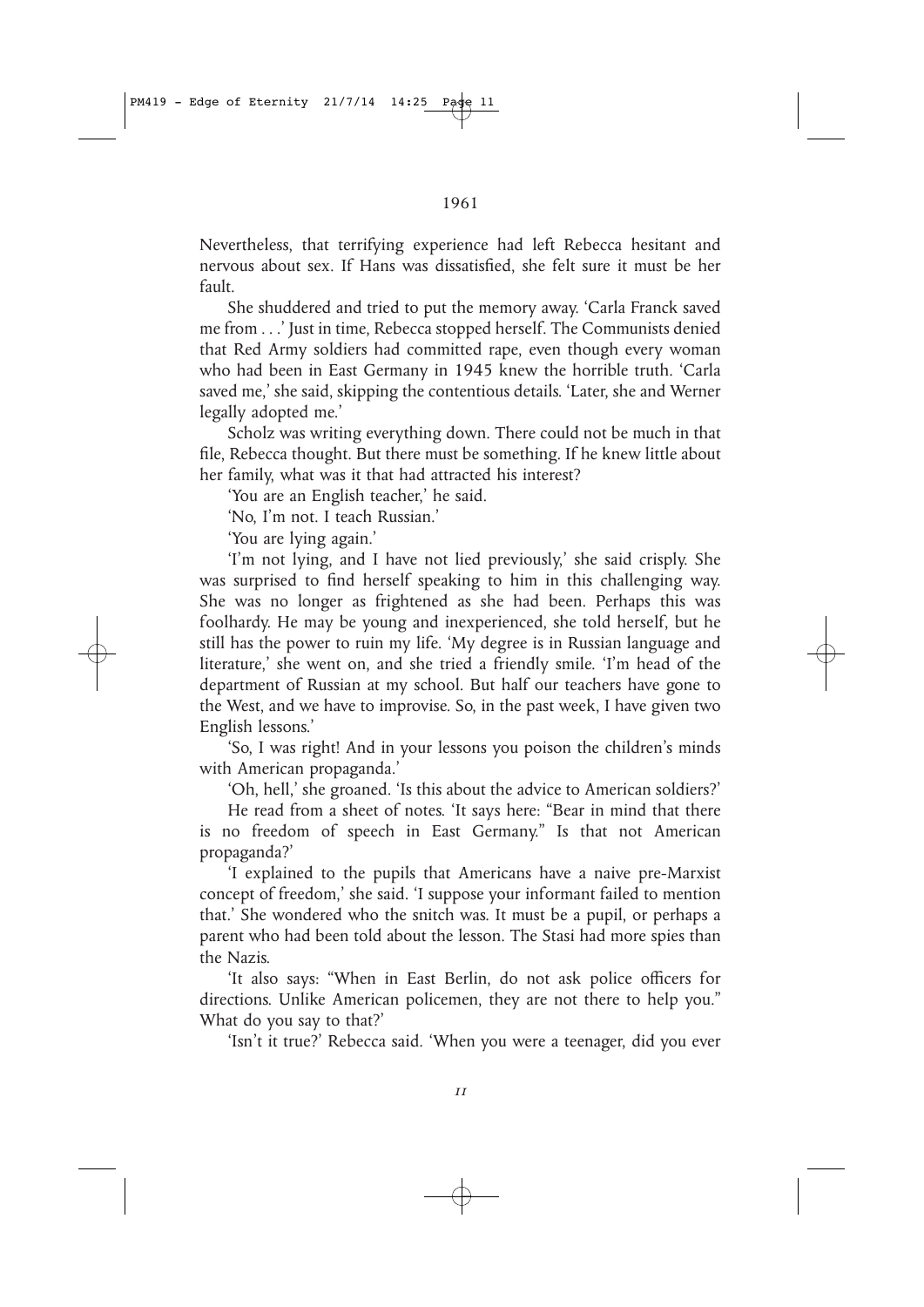Nevertheless, that terrifying experience had left Rebecca hesitant and nervous about sex. If Hans was dissatisfied, she felt sure it must be her fault.

She shuddered and tried to put the memory away. 'Carla Franck saved me from . . .' Just in time, Rebecca stopped herself. The Communists denied that Red Army soldiers had committed rape, even though every woman who had been in East Germany in 1945 knew the horrible truth. 'Carla saved me,' she said, skipping the contentious details. 'Later, she and Werner legally adopted me.'

Scholz was writing everything down. There could not be much in that file, Rebecca thought. But there must be something. If he knew little about her family, what was it that had attracted his interest?

'You are an English teacher,' he said.

'No, I'm not. I teach Russian.'

'You are lying again.'

'I'm not lying, and I have not lied previously,' she said crisply. She was surprised to find herself speaking to him in this challenging way. She was no longer as frightened as she had been. Perhaps this was foolhardy. He may be young and inexperienced, she told herself, but he still has the power to ruin my life. 'My degree is in Russian language and literature,' she went on, and she tried a friendly smile. 'I'm head of the department of Russian at my school. But half our teachers have gone to the West, and we have to improvise. So, in the past week, I have given two English lessons.'

'So, I was right! And in your lessons you poison the children's minds with American propaganda.'

'Oh, hell,' she groaned. 'Is this about the advice to American soldiers?'

He read from a sheet of notes. 'It says here: "Bear in mind that there is no freedom of speech in East Germany." Is that not American propaganda?'

'I explained to the pupils that Americans have a naive pre-Marxist concept of freedom,' she said. 'I suppose your informant failed to mention that.' She wondered who the snitch was. It must be a pupil, or perhaps a parent who had been told about the lesson. The Stasi had more spies than the Nazis.

'It also says: "When in East Berlin, do not ask police officers for directions. Unlike American policemen, they are not there to help you." What do you say to that?'

'Isn't it true?' Rebecca said. 'When you were a teenager, did you ever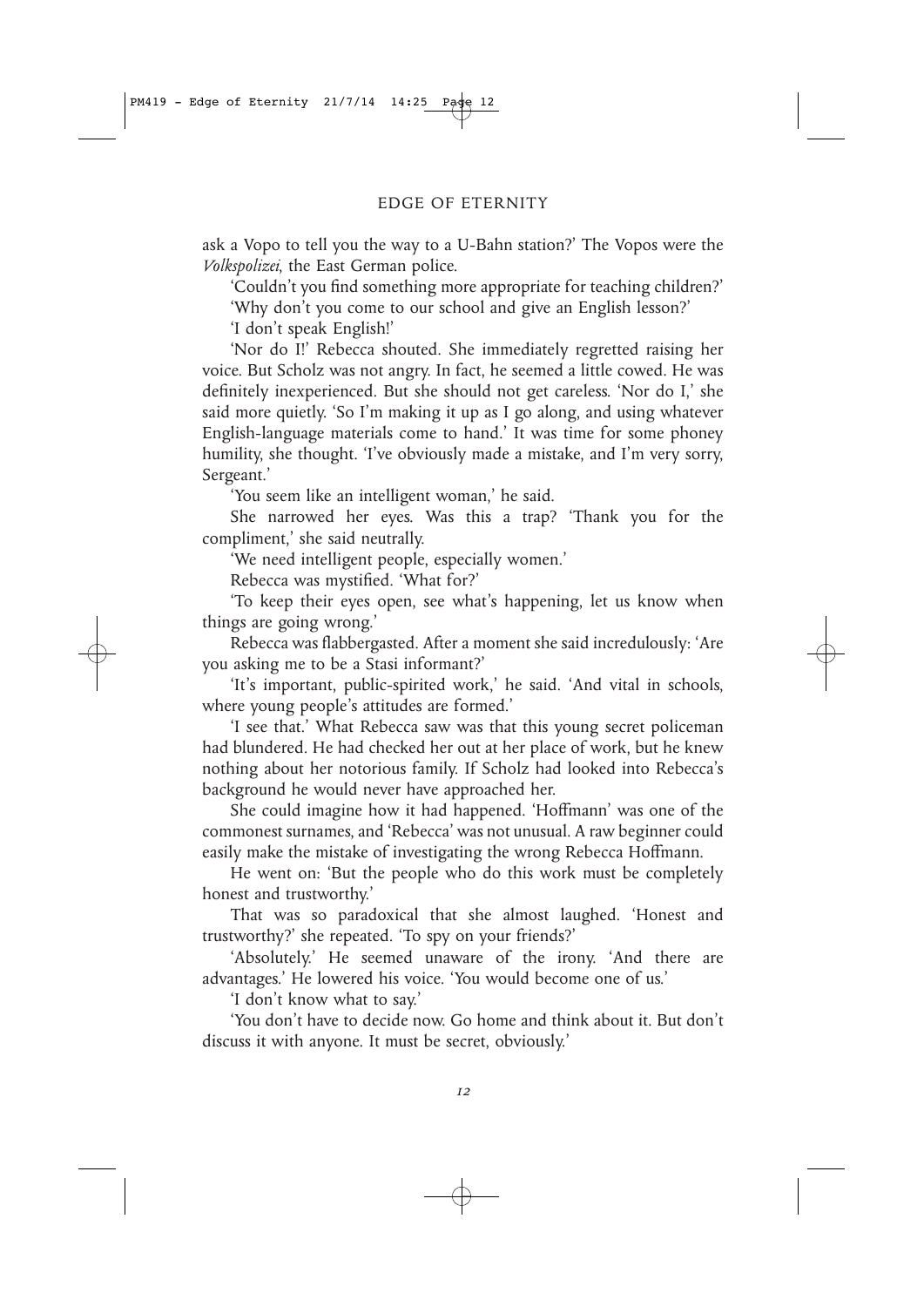ask a Vopo to tell you the way to a U-Bahn station?' The Vopos were the *Volkspolizei*, the East German police.

'Couldn't you find something more appropriate for teaching children?'

'Why don't you come to our school and give an English lesson?'

'I don't speak English!'

'Nor do I!' Rebecca shouted. She immediately regretted raising her voice. But Scholz was not angry. In fact, he seemed a little cowed. He was definitely inexperienced. But she should not get careless. 'Nor do I,' she said more quietly. 'So I'm making it up as I go along, and using whatever English-language materials come to hand.' It was time for some phoney humility, she thought. 'I've obviously made a mistake, and I'm very sorry, Sergeant.'

'You seem like an intelligent woman,' he said.

She narrowed her eyes. Was this a trap? 'Thank you for the compliment,' she said neutrally.

'We need intelligent people, especially women.'

Rebecca was mystified. 'What for?'

'To keep their eyes open, see what's happening, let us know when things are going wrong.'

Rebecca was flabbergasted. After a moment she said incredulously: 'Are you asking me to be a Stasi informant?'

'It's important, public-spirited work,' he said. 'And vital in schools, where young people's attitudes are formed.'

'I see that.' What Rebecca saw was that this young secret policeman had blundered. He had checked her out at her place of work, but he knew nothing about her notorious family. If Scholz had looked into Rebecca's background he would never have approached her.

She could imagine how it had happened. 'Hoffmann' was one of the commonest surnames, and 'Rebecca' was not unusual. A raw beginner could easily make the mistake of investigating the wrong Rebecca Hoffmann.

He went on: 'But the people who do this work must be completely honest and trustworthy.'

That was so paradoxical that she almost laughed. 'Honest and trustworthy?' she repeated. 'To spy on your friends?'

'Absolutely.' He seemed unaware of the irony. 'And there are advantages.' He lowered his voice. 'You would become one of us.'

'I don't know what to say.'

'You don't have to decide now. Go home and think about it. But don't discuss it with anyone. It must be secret, obviously.'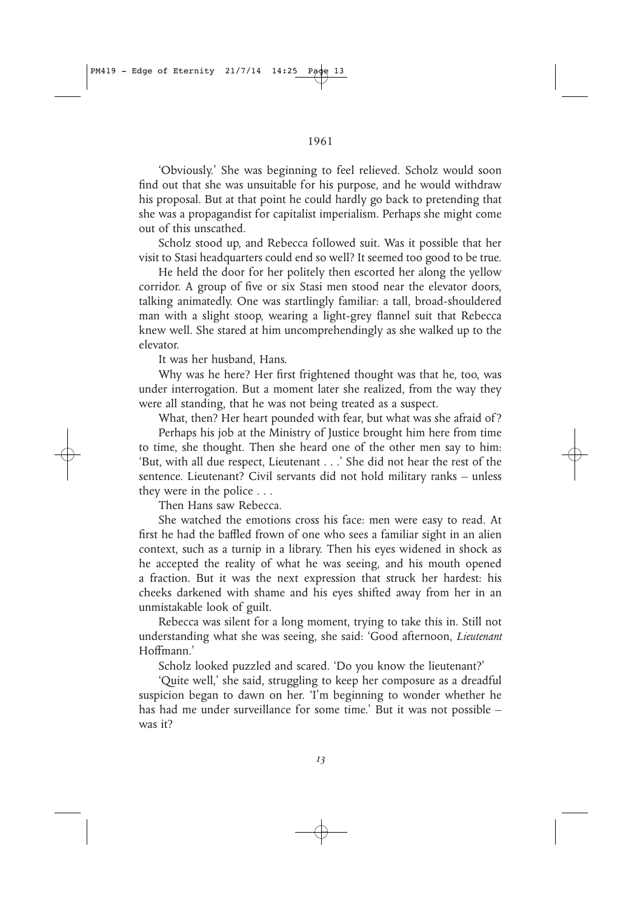'Obviously.' She was beginning to feel relieved. Scholz would soon find out that she was unsuitable for his purpose, and he would withdraw his proposal. But at that point he could hardly go back to pretending that she was a propagandist for capitalist imperialism. Perhaps she might come out of this unscathed.

Scholz stood up, and Rebecca followed suit. Was it possible that her visit to Stasi headquarters could end so well? It seemed too good to be true.

He held the door for her politely then escorted her along the yellow corridor. A group of five or six Stasi men stood near the elevator doors, talking animatedly. One was startlingly familiar: a tall, broad-shouldered man with a slight stoop, wearing a light-grey flannel suit that Rebecca knew well. She stared at him uncomprehendingly as she walked up to the elevator.

It was her husband, Hans.

Why was he here? Her first frightened thought was that he, too, was under interrogation. But a moment later she realized, from the way they were all standing, that he was not being treated as a suspect.

What, then? Her heart pounded with fear, but what was she afraid of?

Perhaps his job at the Ministry of Justice brought him here from time to time, she thought. Then she heard one of the other men say to him: 'But, with all due respect, Lieutenant . . .' She did not hear the rest of the sentence. Lieutenant? Civil servants did not hold military ranks – unless they were in the police . . .

Then Hans saw Rebecca.

She watched the emotions cross his face: men were easy to read. At first he had the baffled frown of one who sees a familiar sight in an alien context, such as a turnip in a library. Then his eyes widened in shock as he accepted the reality of what he was seeing, and his mouth opened a fraction. But it was the next expression that struck her hardest: his cheeks darkened with shame and his eyes shifted away from her in an unmistakable look of guilt.

Rebecca was silent for a long moment, trying to take this in. Still not understanding what she was seeing, she said: 'Good afternoon, *Lieutenant* Hoffmann.'

Scholz looked puzzled and scared. 'Do you know the lieutenant?'

'Quite well,' she said, struggling to keep her composure as a dreadful suspicion began to dawn on her. 'I'm beginning to wonder whether he has had me under surveillance for some time.' But it was not possible – was it?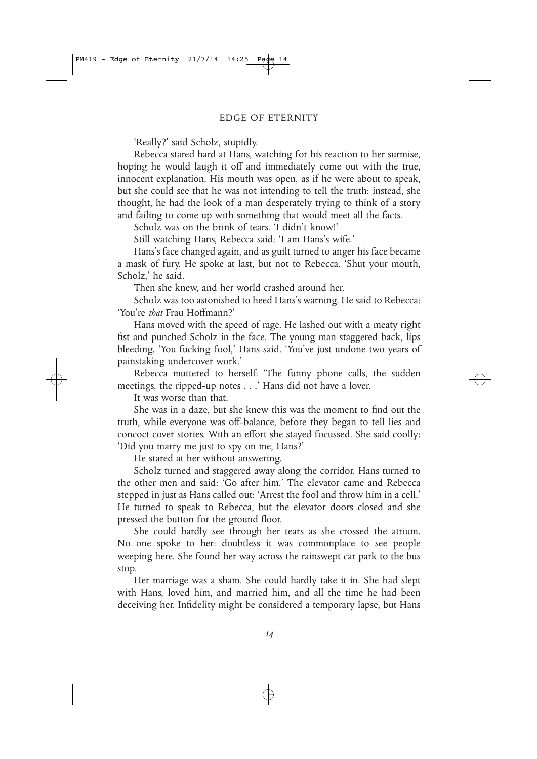'Really?' said Scholz, stupidly.

Rebecca stared hard at Hans, watching for his reaction to her surmise, hoping he would laugh it off and immediately come out with the true, innocent explanation. His mouth was open, as if he were about to speak, but she could see that he was not intending to tell the truth: instead, she thought, he had the look of a man desperately trying to think of a story and failing to come up with something that would meet all the facts.

Scholz was on the brink of tears. 'I didn't know!'

Still watching Hans, Rebecca said: 'I am Hans's wife.'

Hans's face changed again, and as guilt turned to anger his face became a mask of fury. He spoke at last, but not to Rebecca. 'Shut your mouth, Scholz,' he said.

Then she knew, and her world crashed around her.

Scholz was too astonished to heed Hans's warning. He said to Rebecca: 'You're *that* Frau Hoffmann?'

Hans moved with the speed of rage. He lashed out with a meaty right fist and punched Scholz in the face. The young man staggered back, lips bleeding. 'You fucking fool,' Hans said. 'You've just undone two years of painstaking undercover work.'

Rebecca muttered to herself: 'The funny phone calls, the sudden meetings, the ripped-up notes . . .' Hans did not have a lover.

It was worse than that.

She was in a daze, but she knew this was the moment to find out the truth, while everyone was off-balance, before they began to tell lies and concoct cover stories. With an effort she stayed focussed. She said coolly: 'Did you marry me just to spy on me, Hans?'

He stared at her without answering.

Scholz turned and staggered away along the corridor. Hans turned to the other men and said: 'Go after him.' The elevator came and Rebecca stepped in just as Hans called out: 'Arrest the fool and throw him in a cell.' He turned to speak to Rebecca, but the elevator doors closed and she pressed the button for the ground floor.

She could hardly see through her tears as she crossed the atrium. No one spoke to her: doubtless it was commonplace to see people weeping here. She found her way across the rainswept car park to the bus stop.

Her marriage was a sham. She could hardly take it in. She had slept with Hans, loved him, and married him, and all the time he had been deceiving her. Infidelity might be considered a temporary lapse, but Hans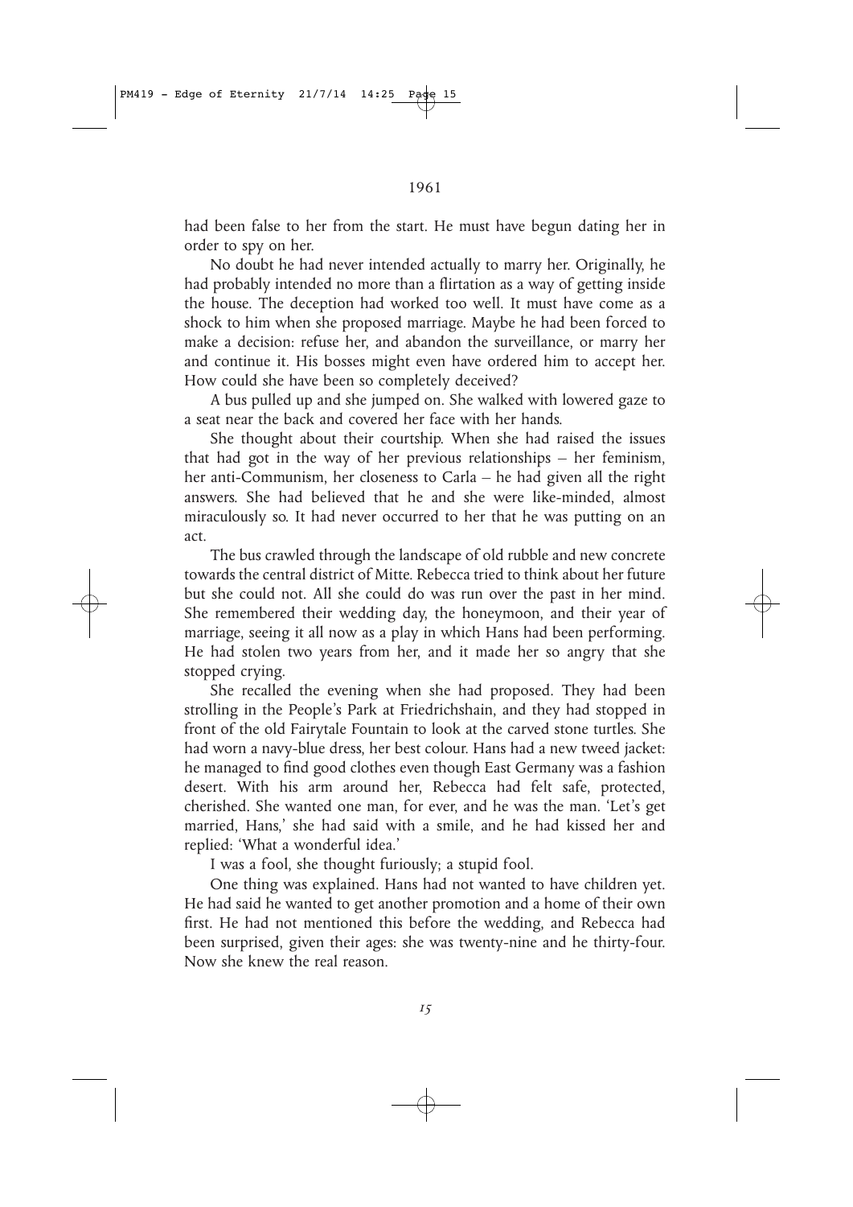had been false to her from the start. He must have begun dating her in order to spy on her.

No doubt he had never intended actually to marry her. Originally, he had probably intended no more than a flirtation as a way of getting inside the house. The deception had worked too well. It must have come as a shock to him when she proposed marriage. Maybe he had been forced to make a decision: refuse her, and abandon the surveillance, or marry her and continue it. His bosses might even have ordered him to accept her. How could she have been so completely deceived?

A bus pulled up and she jumped on. She walked with lowered gaze to a seat near the back and covered her face with her hands.

She thought about their courtship. When she had raised the issues that had got in the way of her previous relationships – her feminism, her anti-Communism, her closeness to Carla – he had given all the right answers. She had believed that he and she were like-minded, almost miraculously so. It had never occurred to her that he was putting on an act.

The bus crawled through the landscape of old rubble and new concrete towards the central district of Mitte. Rebecca tried to think about her future but she could not. All she could do was run over the past in her mind. She remembered their wedding day, the honeymoon, and their year of marriage, seeing it all now as a play in which Hans had been performing. He had stolen two years from her, and it made her so angry that she stopped crying.

She recalled the evening when she had proposed. They had been strolling in the People's Park at Friedrichshain, and they had stopped in front of the old Fairytale Fountain to look at the carved stone turtles. She had worn a navy-blue dress, her best colour. Hans had a new tweed jacket: he managed to find good clothes even though East Germany was a fashion desert. With his arm around her, Rebecca had felt safe, protected, cherished. She wanted one man, for ever, and he was the man. 'Let's get married, Hans,' she had said with a smile, and he had kissed her and replied: 'What a wonderful idea.'

I was a fool, she thought furiously; a stupid fool.

One thing was explained. Hans had not wanted to have children yet. He had said he wanted to get another promotion and a home of their own first. He had not mentioned this before the wedding, and Rebecca had been surprised, given their ages: she was twenty-nine and he thirty-four. Now she knew the real reason.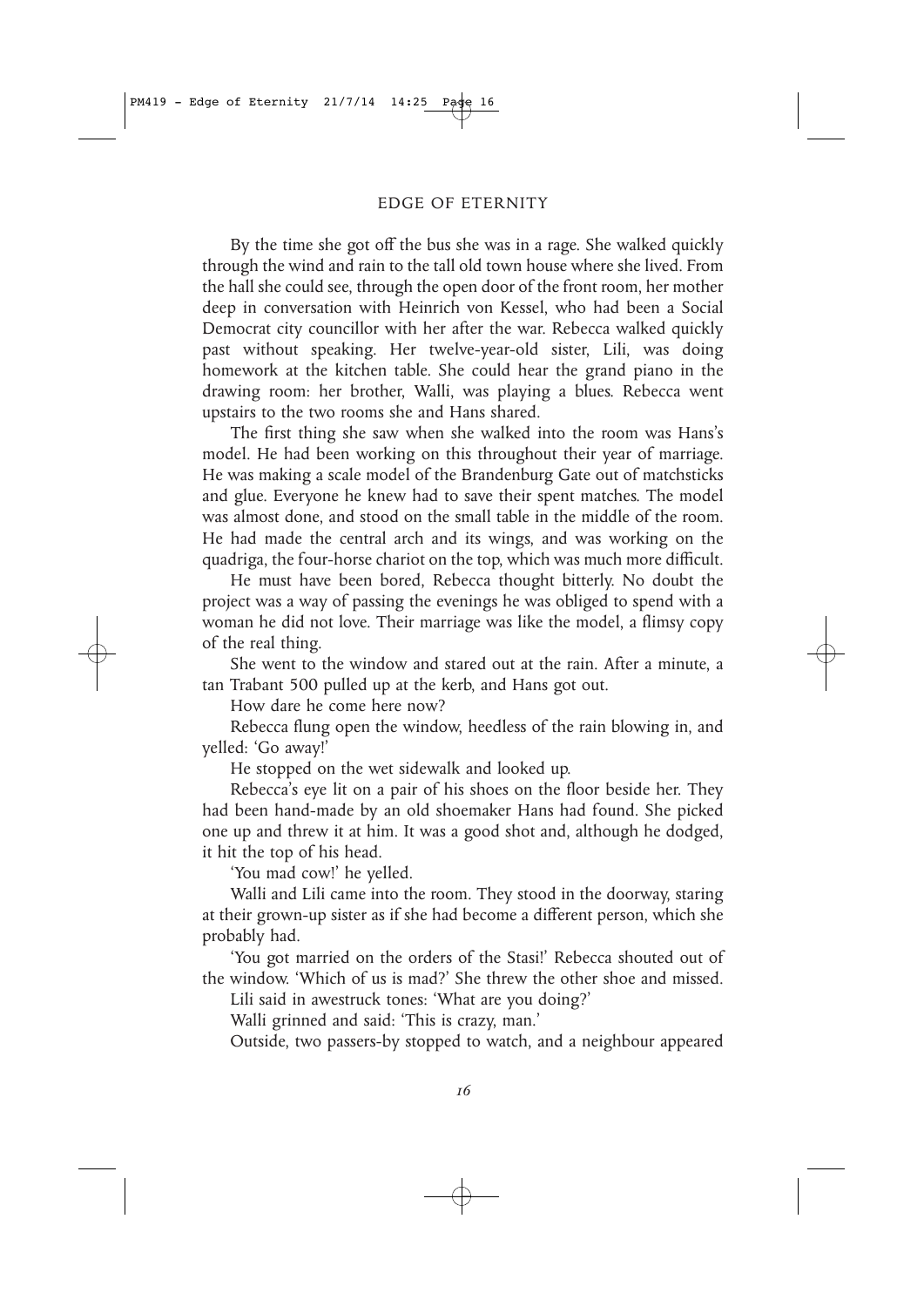By the time she got off the bus she was in a rage. She walked quickly through the wind and rain to the tall old town house where she lived. From the hall she could see, through the open door of the front room, her mother deep in conversation with Heinrich von Kessel, who had been a Social Democrat city councillor with her after the war. Rebecca walked quickly past without speaking. Her twelve-year-old sister, Lili, was doing homework at the kitchen table. She could hear the grand piano in the drawing room: her brother, Walli, was playing a blues. Rebecca went upstairs to the two rooms she and Hans shared.

The first thing she saw when she walked into the room was Hans's model. He had been working on this throughout their year of marriage. He was making a scale model of the Brandenburg Gate out of matchsticks and glue. Everyone he knew had to save their spent matches. The model was almost done, and stood on the small table in the middle of the room. He had made the central arch and its wings, and was working on the quadriga, the four-horse chariot on the top, which was much more difficult.

He must have been bored, Rebecca thought bitterly. No doubt the project was a way of passing the evenings he was obliged to spend with a woman he did not love. Their marriage was like the model, a flimsy copy of the real thing.

She went to the window and stared out at the rain. After a minute, a tan Trabant 500 pulled up at the kerb, and Hans got out.

How dare he come here now?

Rebecca flung open the window, heedless of the rain blowing in, and yelled: 'Go away!'

He stopped on the wet sidewalk and looked up.

Rebecca's eye lit on a pair of his shoes on the floor beside her. They had been hand-made by an old shoemaker Hans had found. She picked one up and threw it at him. It was a good shot and, although he dodged, it hit the top of his head.

'You mad cow!' he yelled.

Walli and Lili came into the room. They stood in the doorway, staring at their grown-up sister as if she had become a different person, which she probably had.

'You got married on the orders of the Stasi!' Rebecca shouted out of the window. 'Which of us is mad?' She threw the other shoe and missed.

Lili said in awestruck tones: 'What are you doing?'

Walli grinned and said: 'This is crazy, man.'

Outside, two passers-by stopped to watch, and a neighbour appeared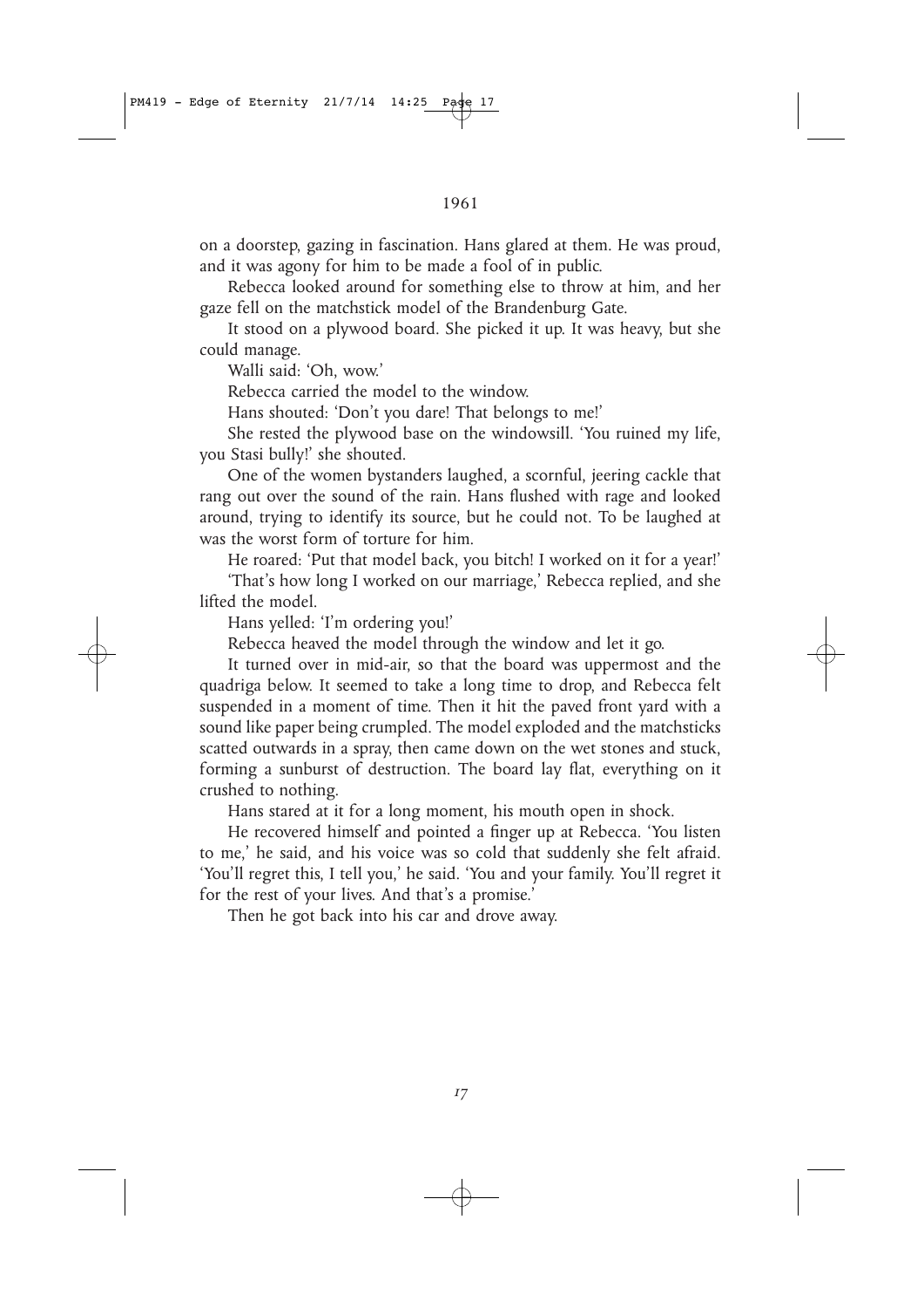on a doorstep, gazing in fascination. Hans glared at them. He was proud, and it was agony for him to be made a fool of in public.

Rebecca looked around for something else to throw at him, and her gaze fell on the matchstick model of the Brandenburg Gate.

It stood on a plywood board. She picked it up. It was heavy, but she could manage.

Walli said: 'Oh, wow.'

Rebecca carried the model to the window.

Hans shouted: 'Don't you dare! That belongs to me!'

She rested the plywood base on the windowsill. 'You ruined my life, you Stasi bully!' she shouted.

One of the women bystanders laughed, a scornful, jeering cackle that rang out over the sound of the rain. Hans flushed with rage and looked around, trying to identify its source, but he could not. To be laughed at was the worst form of torture for him.

He roared: 'Put that model back, you bitch! I worked on it for a year!'

'That's how long I worked on our marriage,' Rebecca replied, and she lifted the model.

Hans yelled: 'I'm ordering you!'

Rebecca heaved the model through the window and let it go.

It turned over in mid-air, so that the board was uppermost and the quadriga below. It seemed to take a long time to drop, and Rebecca felt suspended in a moment of time. Then it hit the paved front yard with a sound like paper being crumpled. The model exploded and the matchsticks scatted outwards in a spray, then came down on the wet stones and stuck, forming a sunburst of destruction. The board lay flat, everything on it crushed to nothing.

Hans stared at it for a long moment, his mouth open in shock.

He recovered himself and pointed a finger up at Rebecca. 'You listen to me,' he said, and his voice was so cold that suddenly she felt afraid. 'You'll regret this, I tell you,' he said. 'You and your family. You'll regret it for the rest of your lives. And that's a promise.'

Then he got back into his car and drove away.